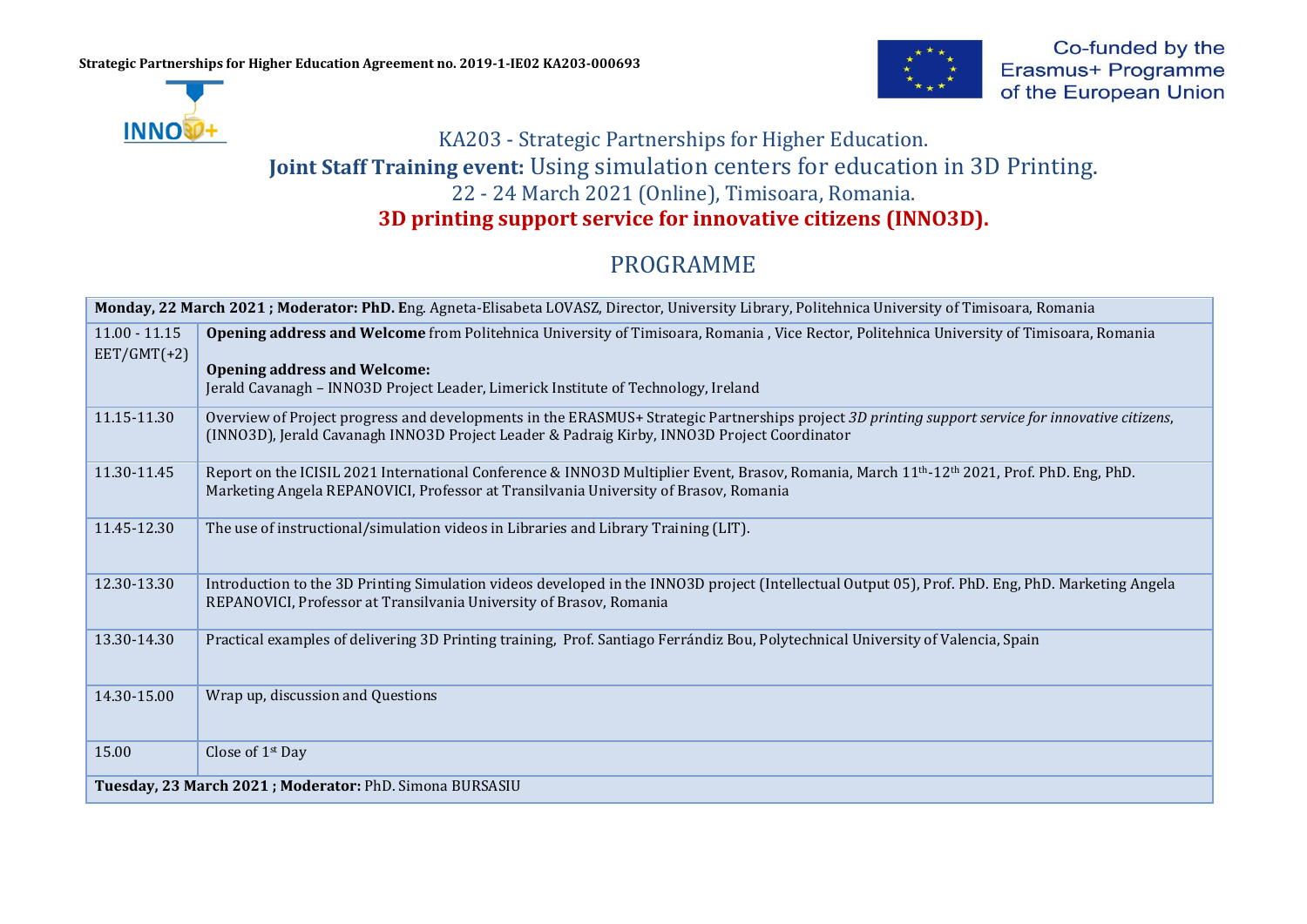**Strategic Partnerships for Higher Education Agreement no. 2019-1-IE02 KA203-000693**

Co-funded by the Erasmus+ Programme of the European Union

KA203 - Strategic Partnerships for Higher Education.

**Joint Staff Training event:** Using simulation centers for education in 3D Printing.

22 - 24 March 2021 (Online), Timisoara, Romania.

**3D printing support service for innovative citizens (INNO3D).**

# PROGRAMME

| **Monday, 22 March 2021 ; Moderator: PhD. E**ng. Agneta-Elisabeta LOVASZ, Director, University Library, Politehnica University of Timisoara, Romania | |
|---|---|
| 11.00 - 11.15 EET/GMT(+2) | **Opening address and Welcome** from Politehnica University of Timisoara, Romania , Vice Rector, Politehnica University of Timisoara, Romania<br><br>**Opening address and Welcome:**<br>Jerald Cavanagh – INNO3D Project Leader, Limerick Institute of Technology, Ireland |
| 11.15-11.30 | Overview of Project progress and developments in the ERASMUS+ Strategic Partnerships project *3D printing support service for innovative citizens*, (INNO3D), Jerald Cavanagh INNO3D Project Leader & Padraig Kirby, INNO3D Project Coordinator |
| 11.30-11.45 | Report on the ICISIL 2021 International Conference & INNO3D Multiplier Event, Brasov, Romania, March 11th-12th 2021, Prof. PhD. Eng, PhD. Marketing Angela REPANOVICI, Professor at Transilvania University of Brasov, Romania |
| 11.45-12.30 | The use of instructional/simulation videos in Libraries and Library Training (LIT). |
| 12.30-13.30 | Introduction to the 3D Printing Simulation videos developed in the INNO3D project (Intellectual Output 05), Prof. PhD. Eng, PhD. Marketing Angela REPANOVICI, Professor at Transilvania University of Brasov, Romania |
| 13.30-14.30 | Practical examples of delivering 3D Printing training, Prof. Santiago Ferrándiz Bou, Polytechnical University of Valencia, Spain |
| 14.30-15.00 | Wrap up, discussion and Questions |
| 15.00 | Close of 1st Day |
| **Tuesday, 23 March 2021 ; Moderator:** PhD. Simona BURSASIU | |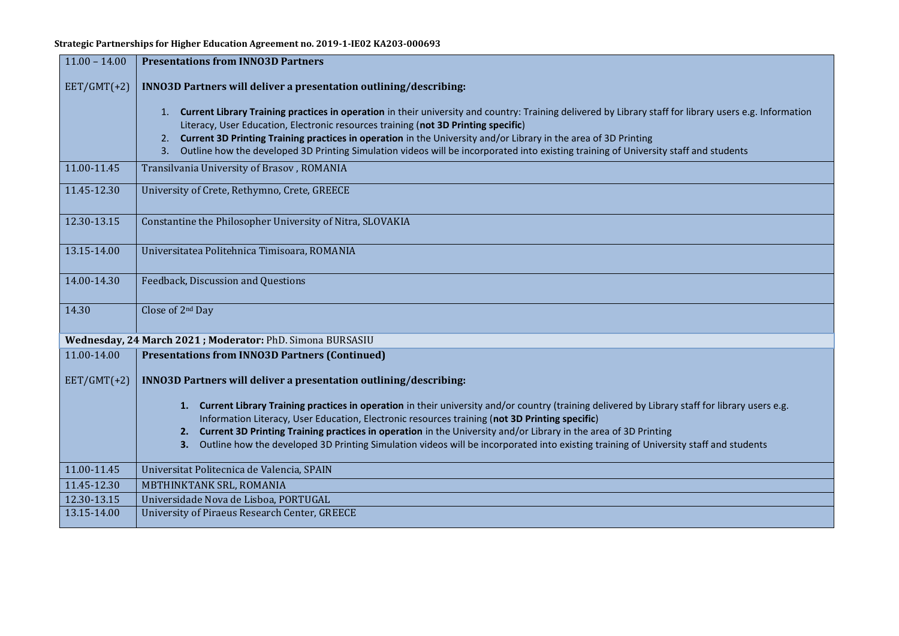**Strategic Partnerships for Higher Education Agreement no. 2019-1-IE02 KA203-000693**

| | |
|---|---|
| 11.00 – 14.00<br><br>EET/GMT(+2) | **Presentations from INNO3D Partners**<br><br>**INNO3D Partners will deliver a presentation outlining/describing:**<br><br>1. **Current Library Training practices in operation** in their university and country: Training delivered by Library staff for library users e.g. Information Literacy, User Education, Electronic resources training (**not 3D Printing specific**)<br>2. **Current 3D Printing Training practices in operation** in the University and/or Library in the area of 3D Printing<br>3. Outline how the developed 3D Printing Simulation videos will be incorporated into existing training of University staff and students |
| 11.00-11.45 | Transilvania University of Brasov , ROMANIA |
| 11.45-12.30 | University of Crete, Rethymno, Crete, GREECE |
| 12.30-13.15 | Constantine the Philosopher University of Nitra, SLOVAKIA |
| 13.15-14.00 | Universitatea Politehnica Timisoara, ROMANIA |
| 14.00-14.30 | Feedback, Discussion and Questions |
| 14.30 | Close of 2nd Day |
| **Wednesday, 24 March 2021 ; Moderator:** PhD. Simona BURSASIU | |
| 11.00-14.00<br><br>EET/GMT(+2) | **Presentations from INNO3D Partners (Continued)**<br><br>**INNO3D Partners will deliver a presentation outlining/describing:**<br><br>1. **Current Library Training practices in operation** in their university and/or country (training delivered by Library staff for library users e.g. Information Literacy, User Education, Electronic resources training (**not 3D Printing specific**)<br>2. **Current 3D Printing Training practices in operation** in the University and/or Library in the area of 3D Printing<br>3. Outline how the developed 3D Printing Simulation videos will be incorporated into existing training of University staff and students |
| 11.00-11.45 | Universitat Politecnica de Valencia, SPAIN |
| 11.45-12.30 | MBTHINKTANK SRL, ROMANIA |
| 12.30-13.15 | Universidade Nova de Lisboa, PORTUGAL |
| 13.15-14.00 | University of Piraeus Research Center, GREECE |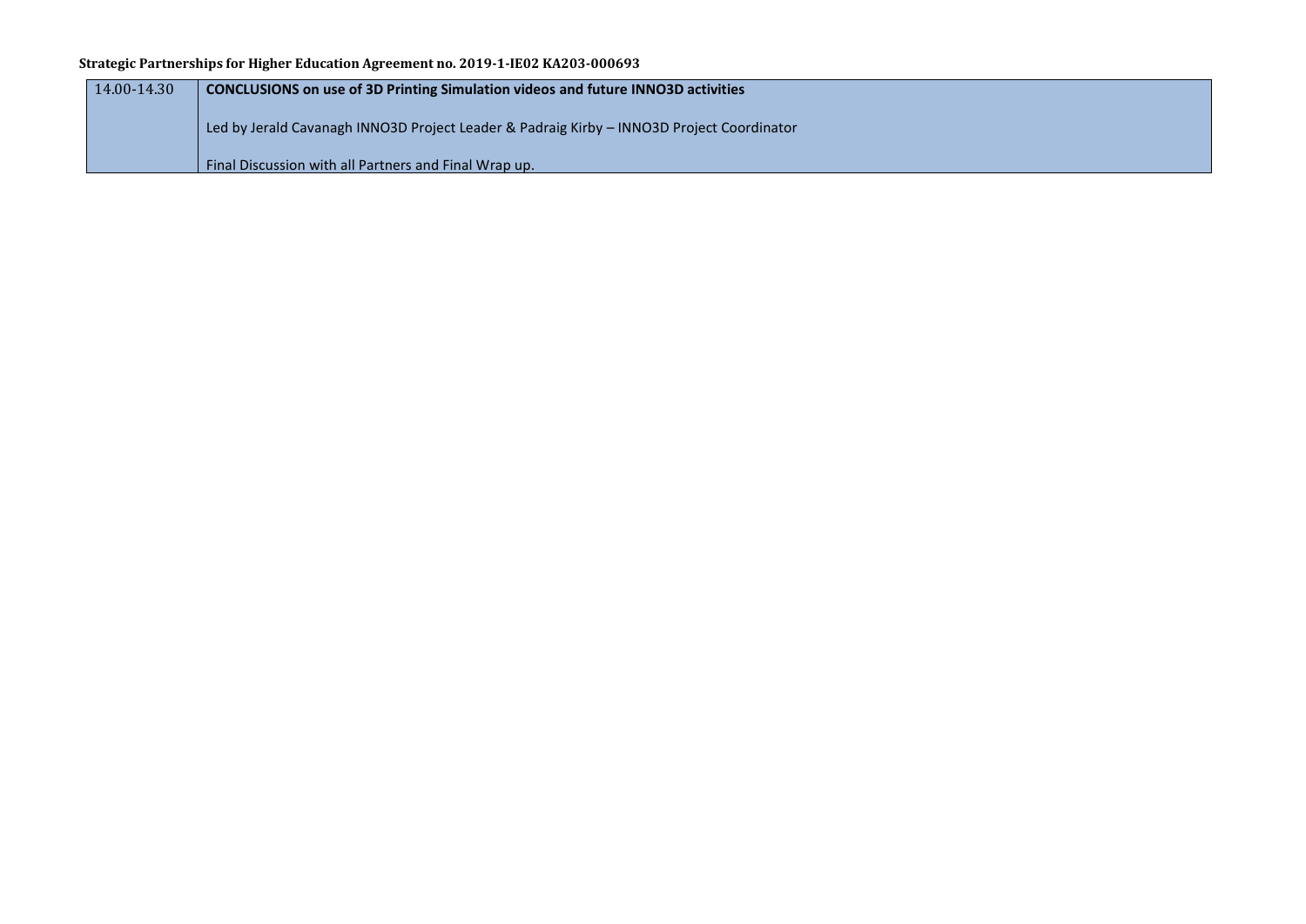| | |
|---|---|
| 14.00-14.30 | **CONCLUSIONS on use of 3D Printing Simulation videos and future INNO3D activities**<br><br>Led by Jerald Cavanagh INNO3D Project Leader & Padraig Kirby – INNO3D Project Coordinator<br><br>Final Discussion with all Partners and Final Wrap up. |